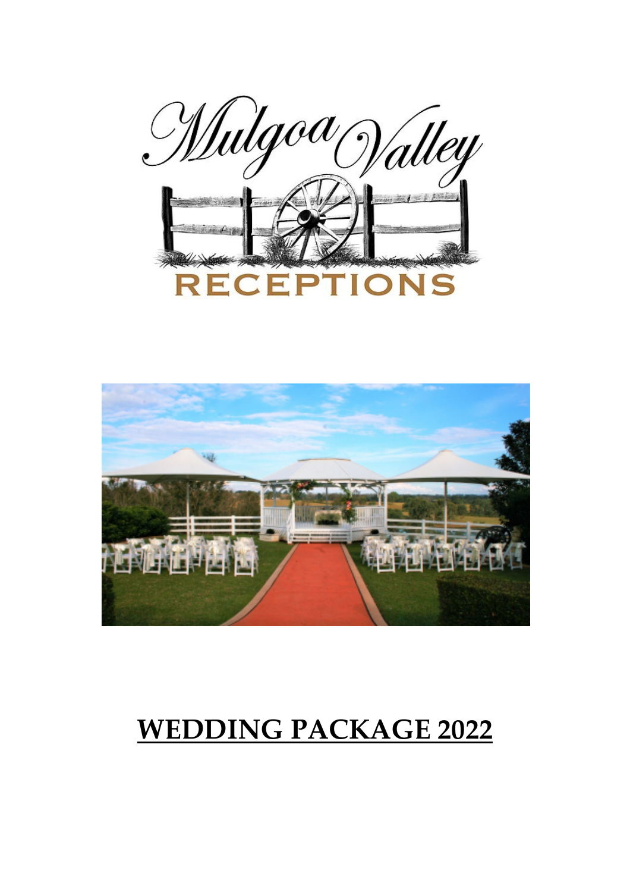# Mulgoa Valley

# RECEPTIONS

# WEDDING PACKAGE 2022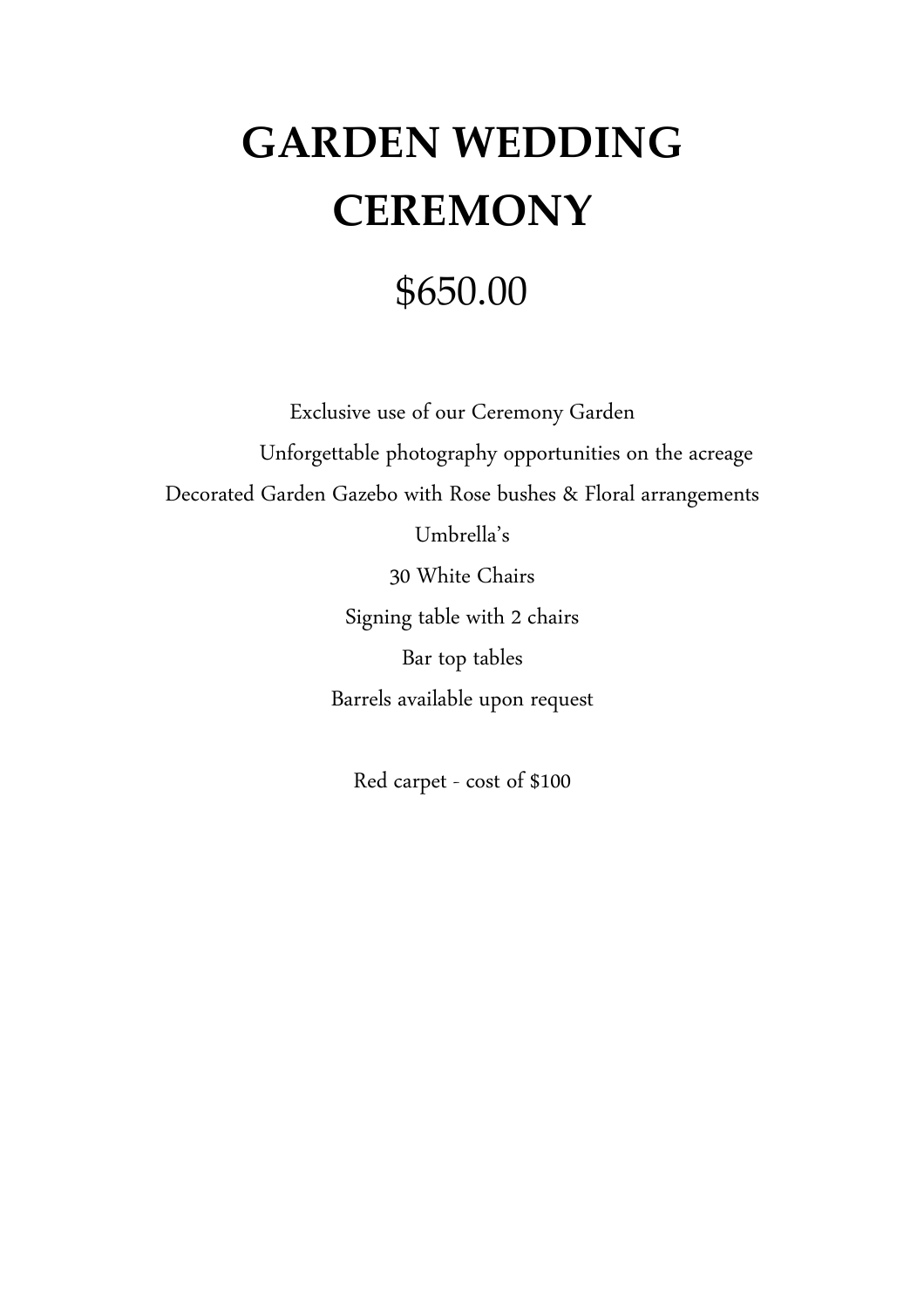# GARDEN WEDDING CEREMONY

## $650.00

Exclusive use of our Ceremony Garden

Unforgettable photography opportunities on the acreage

Decorated Garden Gazebo with Rose bushes & Floral arrangements

Umbrella's

30 White Chairs

Signing table with 2 chairs

Bar top tables

Barrels available upon request

Red carpet - cost of $100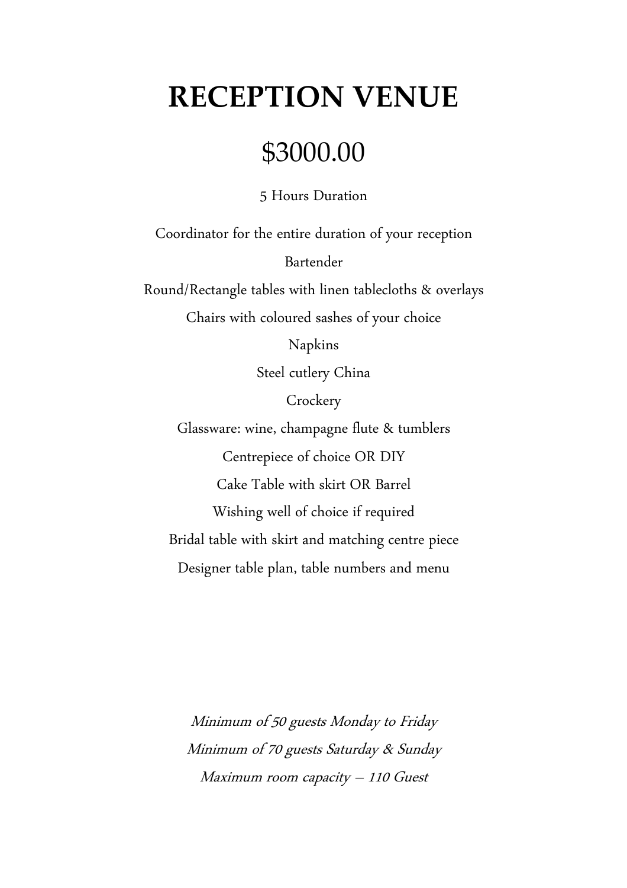# RECEPTION VENUE

## $3000.00

5 Hours Duration

Coordinator for the entire duration of your reception

Bartender

Round/Rectangle tables with linen tablecloths & overlays

Chairs with coloured sashes of your choice

Napkins

Steel cutlery China

Crockery

Glassware: wine, champagne flute & tumblers

Centrepiece of choice OR DIY

Cake Table with skirt OR Barrel

Wishing well of choice if required

Bridal table with skirt and matching centre piece

Designer table plan, table numbers and menu

*Minimum of 50 guests Monday to Friday*

*Minimum of 70 guests Saturday & Sunday*

*Maximum room capacity – 110 Guest*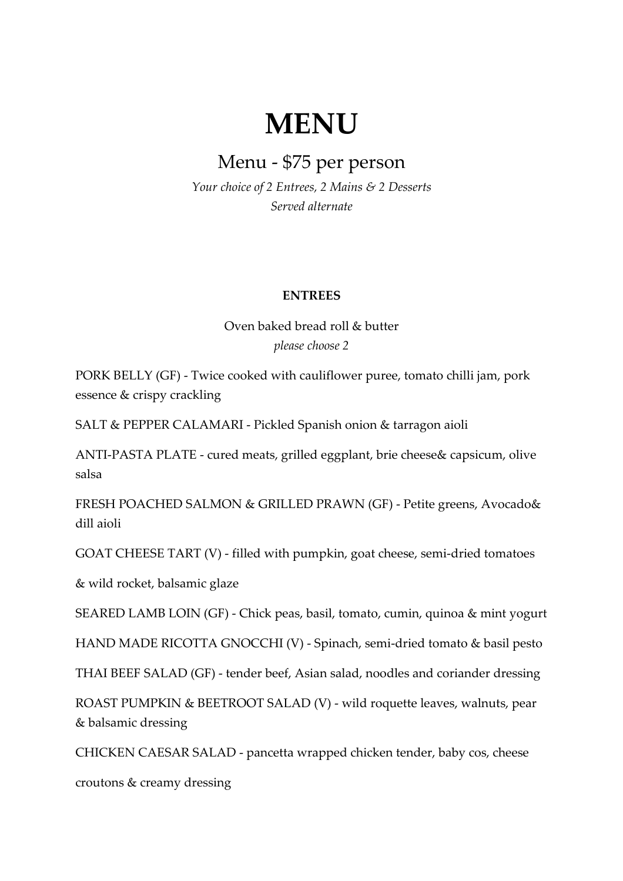# MENU

## Menu - $75 per person

*Your choice of 2 Entrees, 2 Mains & 2 Desserts*
*Served alternate*

**ENTREES**

Oven baked bread roll & butter
*please choose 2*

PORK BELLY (GF) - Twice cooked with cauliflower puree, tomato chilli jam, pork essence & crispy crackling

SALT & PEPPER CALAMARI - Pickled Spanish onion & tarragon aioli

ANTI-PASTA PLATE - cured meats, grilled eggplant, brie cheese& capsicum, olive salsa

FRESH POACHED SALMON & GRILLED PRAWN (GF) - Petite greens, Avocado& dill aioli

GOAT CHEESE TART (V) - filled with pumpkin, goat cheese, semi-dried tomatoes

& wild rocket, balsamic glaze

SEARED LAMB LOIN (GF) - Chick peas, basil, tomato, cumin, quinoa & mint yogurt

HAND MADE RICOTTA GNOCCHI (V) - Spinach, semi-dried tomato & basil pesto

THAI BEEF SALAD (GF) - tender beef, Asian salad, noodles and coriander dressing

ROAST PUMPKIN & BEETROOT SALAD (V) - wild roquette leaves, walnuts, pear & balsamic dressing

CHICKEN CAESAR SALAD - pancetta wrapped chicken tender, baby cos, cheese

croutons & creamy dressing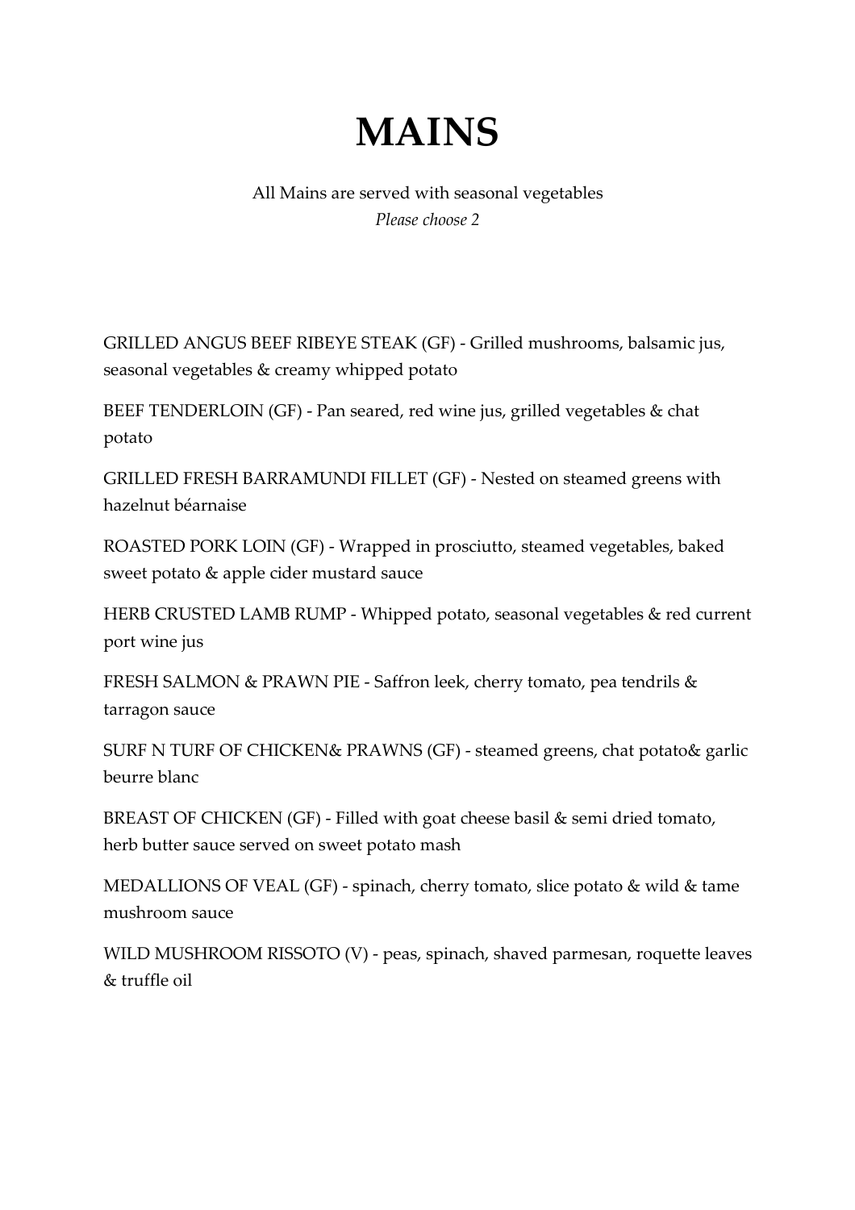# MAINS

All Mains are served with seasonal vegetables

*Please choose 2*

GRILLED ANGUS BEEF RIBEYE STEAK (GF) - Grilled mushrooms, balsamic jus, seasonal vegetables & creamy whipped potato

BEEF TENDERLOIN (GF) - Pan seared, red wine jus, grilled vegetables & chat potato

GRILLED FRESH BARRAMUNDI FILLET (GF) - Nested on steamed greens with hazelnut béarnaise

ROASTED PORK LOIN (GF) - Wrapped in prosciutto, steamed vegetables, baked sweet potato & apple cider mustard sauce

HERB CRUSTED LAMB RUMP - Whipped potato, seasonal vegetables & red current port wine jus

FRESH SALMON & PRAWN PIE - Saffron leek, cherry tomato, pea tendrils & tarragon sauce

SURF N TURF OF CHICKEN& PRAWNS (GF) - steamed greens, chat potato& garlic beurre blanc

BREAST OF CHICKEN (GF) - Filled with goat cheese basil & semi dried tomato, herb butter sauce served on sweet potato mash

MEDALLIONS OF VEAL (GF) - spinach, cherry tomato, slice potato & wild & tame mushroom sauce

WILD MUSHROOM RISSOTO (V) - peas, spinach, shaved parmesan, roquette leaves & truffle oil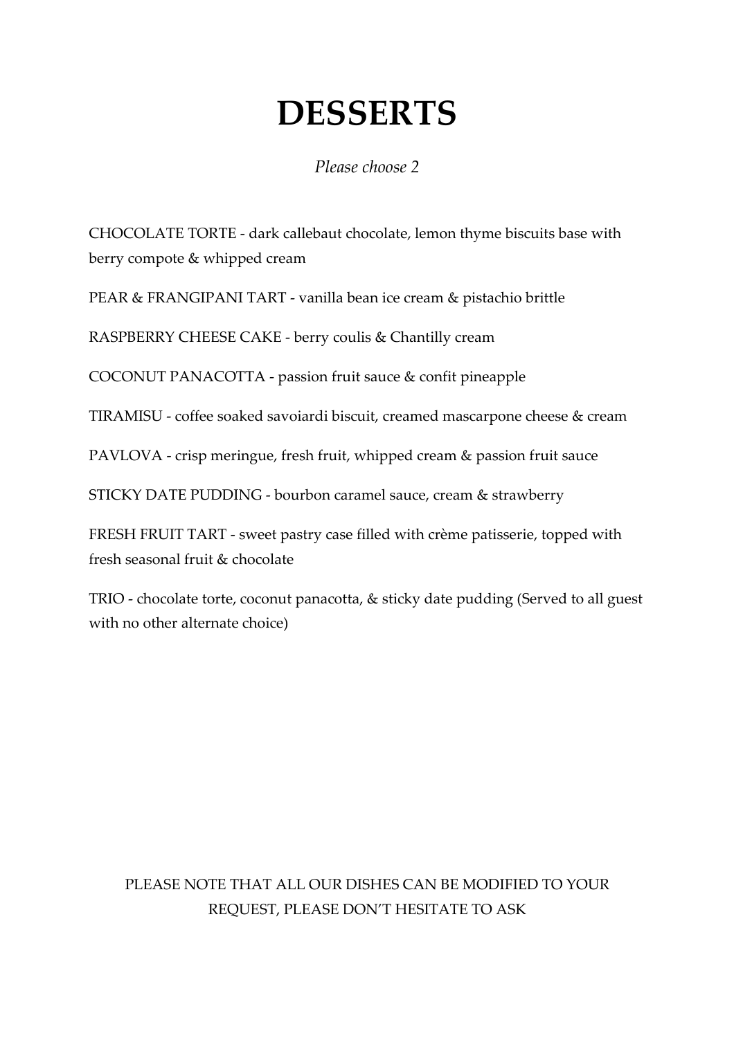# DESSERTS

*Please choose 2*

CHOCOLATE TORTE - dark callebaut chocolate, lemon thyme biscuits base with berry compote & whipped cream

PEAR & FRANGIPANI TART - vanilla bean ice cream & pistachio brittle

RASPBERRY CHEESE CAKE - berry coulis & Chantilly cream

COCONUT PANACOTTA - passion fruit sauce & confit pineapple

TIRAMISU - coffee soaked savoiardi biscuit, creamed mascarpone cheese & cream

PAVLOVA - crisp meringue, fresh fruit, whipped cream & passion fruit sauce

STICKY DATE PUDDING - bourbon caramel sauce, cream & strawberry

FRESH FRUIT TART - sweet pastry case filled with crème patisserie, topped with fresh seasonal fruit & chocolate

TRIO - chocolate torte, coconut panacotta, & sticky date pudding (Served to all guest with no other alternate choice)

PLEASE NOTE THAT ALL OUR DISHES CAN BE MODIFIED TO YOUR REQUEST, PLEASE DON'T HESITATE TO ASK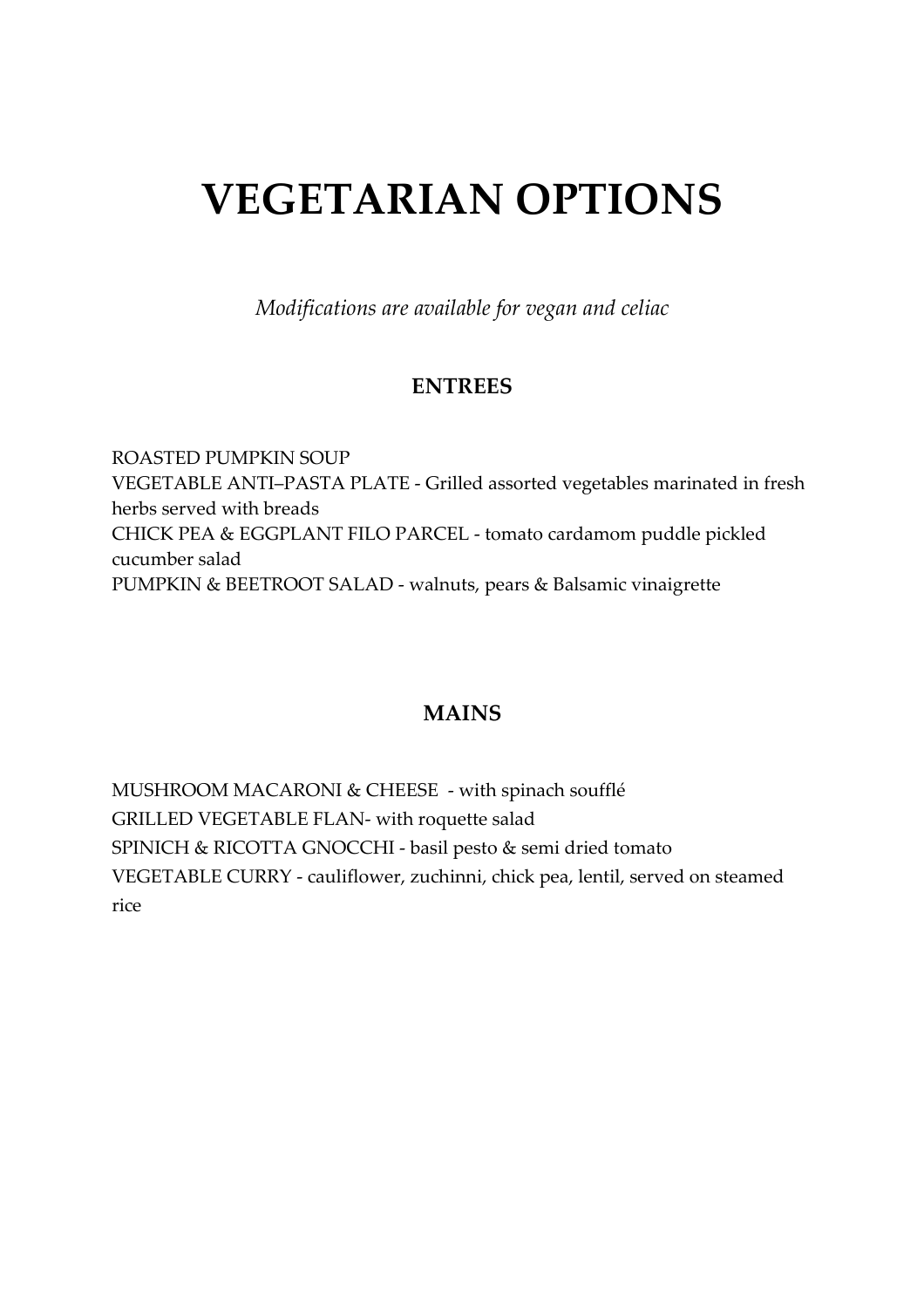# VEGETARIAN OPTIONS

*Modifications are available for vegan and celiac*

## ENTREES

ROASTED PUMPKIN SOUP
VEGETABLE ANTI–PASTA PLATE - Grilled assorted vegetables marinated in fresh herbs served with breads
CHICK PEA & EGGPLANT FILO PARCEL - tomato cardamom puddle pickled cucumber salad
PUMPKIN & BEETROOT SALAD - walnuts, pears & Balsamic vinaigrette

## MAINS

MUSHROOM MACARONI & CHEESE - with spinach soufflé
GRILLED VEGETABLE FLAN- with roquette salad
SPINICH & RICOTTA GNOCCHI - basil pesto & semi dried tomato
VEGETABLE CURRY - cauliflower, zuchinni, chick pea, lentil, served on steamed rice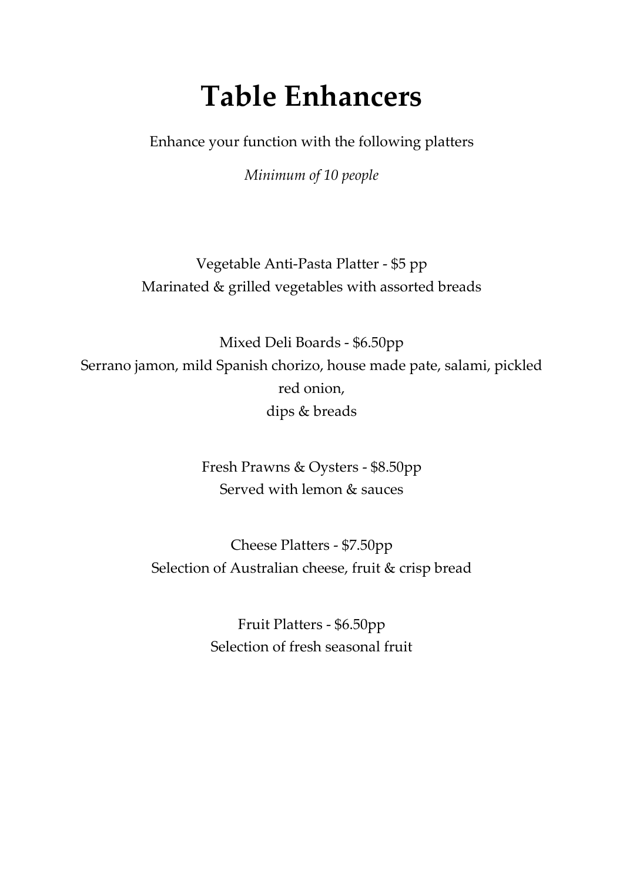# Table Enhancers

Enhance your function with the following platters

*Minimum of 10 people*

Vegetable Anti-Pasta Platter - $5 pp
Marinated & grilled vegetables with assorted breads

Mixed Deli Boards - $6.50pp
Serrano jamon, mild Spanish chorizo, house made pate, salami, pickled red onion,
dips & breads

Fresh Prawns & Oysters - $8.50pp
Served with lemon & sauces

Cheese Platters - $7.50pp
Selection of Australian cheese, fruit & crisp bread

Fruit Platters - $6.50pp
Selection of fresh seasonal fruit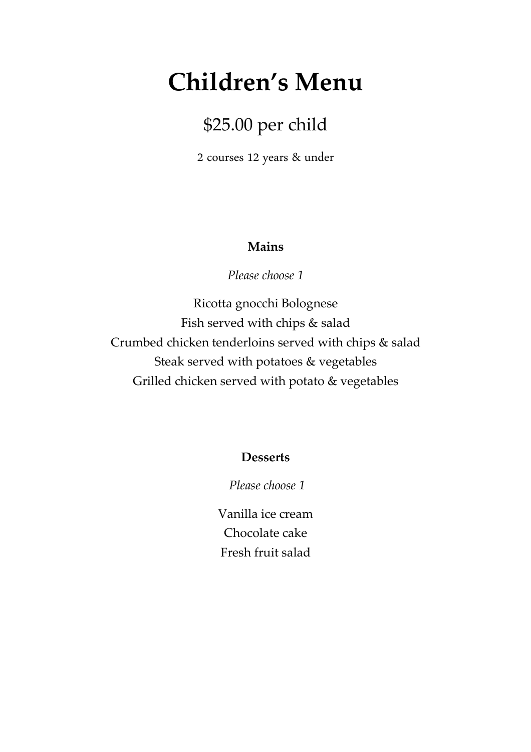# Children's Menu

## $25.00 per child

2 courses 12 years & under

**Mains**

*Please choose 1*

Ricotta gnocchi Bolognese
Fish served with chips & salad
Crumbed chicken tenderloins served with chips & salad
Steak served with potatoes & vegetables
Grilled chicken served with potato & vegetables

**Desserts**

*Please choose 1*

Vanilla ice cream
Chocolate cake
Fresh fruit salad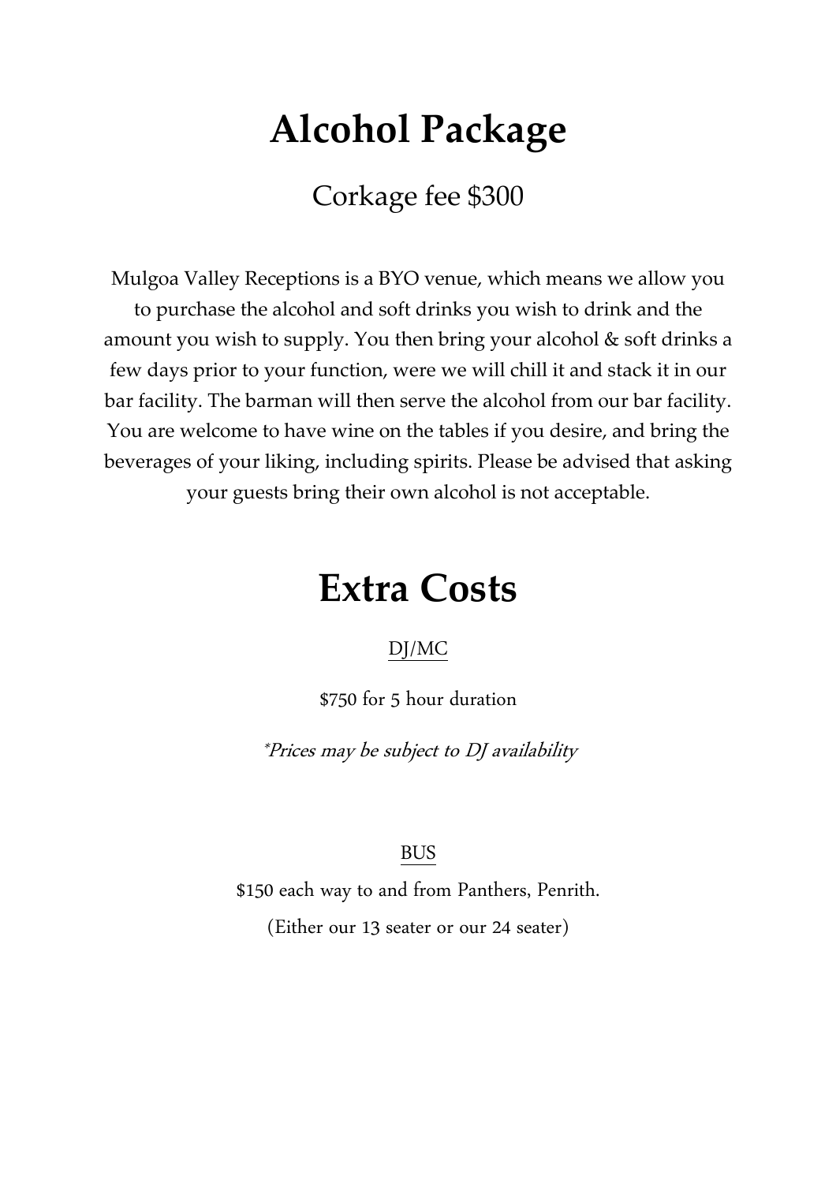# Alcohol Package

Corkage fee $300

Mulgoa Valley Receptions is a BYO venue, which means we allow you to purchase the alcohol and soft drinks you wish to drink and the amount you wish to supply. You then bring your alcohol & soft drinks a few days prior to your function, were we will chill it and stack it in our bar facility. The barman will then serve the alcohol from our bar facility. You are welcome to have wine on the tables if you desire, and bring the beverages of your liking, including spirits. Please be advised that asking your guests bring their own alcohol is not acceptable.

# Extra Costs

DJ/MC

$750 for 5 hour duration

**Prices may be subject to DJ availability*

BUS

$150 each way to and from Panthers, Penrith.

(Either our 13 seater or our 24 seater)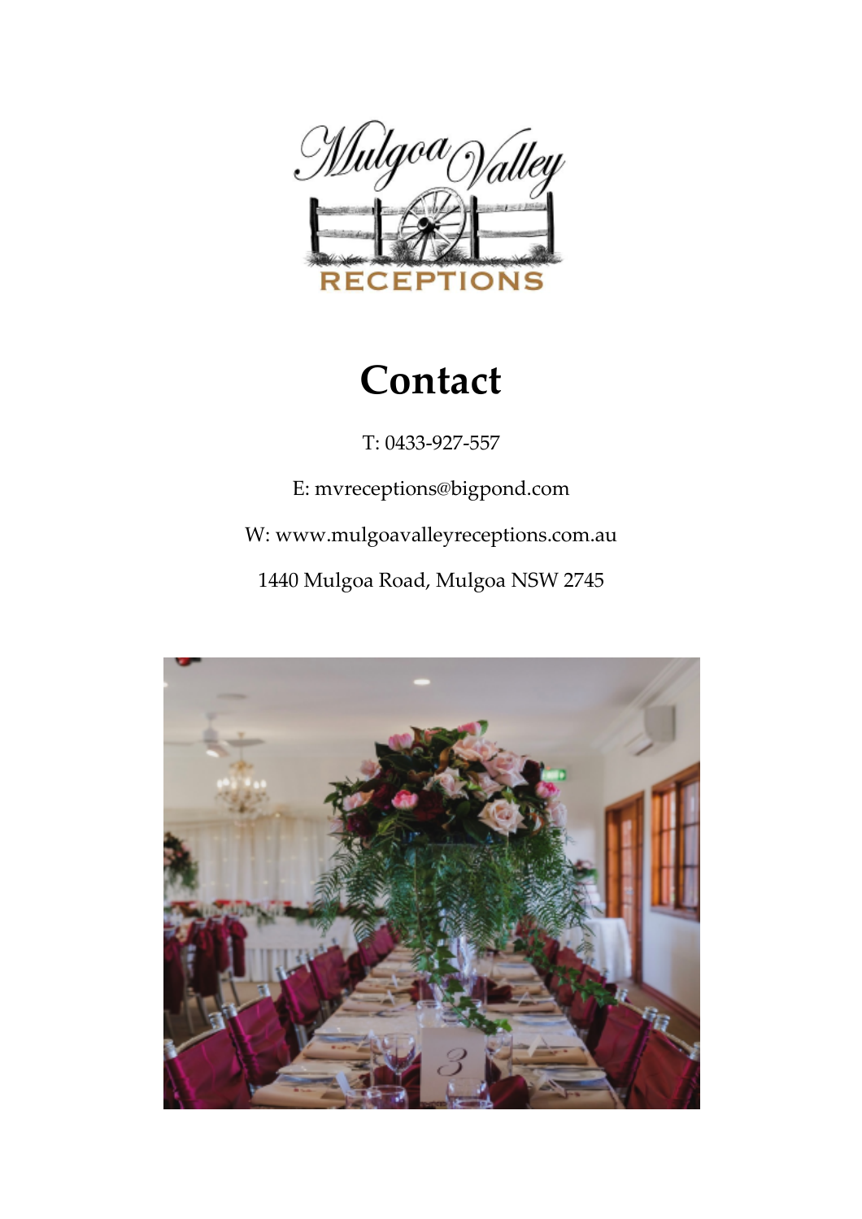# Contact

T: 0433-927-557

E: mvreceptions@bigpond.com

W: www.mulgoavalleyreceptions.com.au

1440 Mulgoa Road, Mulgoa NSW 2745